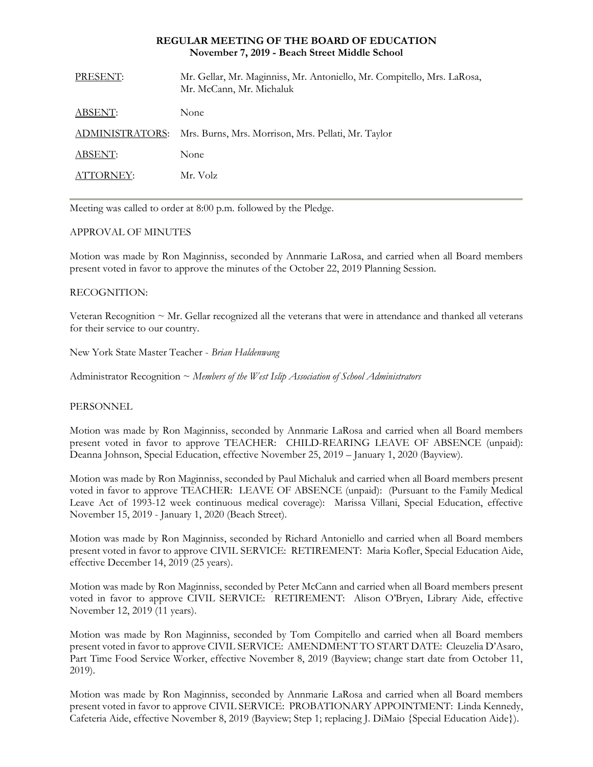# REGULAR MEETING OF THE BOARD OF EDUCATION
## November 7, 2019 - Beach Street Middle School

| | |
|---|---|
| PRESENT: | Mr. Gellar, Mr. Maginniss, Mr. Antoniello, Mr. Compitello, Mrs. LaRosa, Mr. McCann, Mr. Michaluk |
| ABSENT: | None |
| ADMINISTRATORS: | Mrs. Burns, Mrs. Morrison, Mrs. Pellati, Mr. Taylor |
| ABSENT: | None |
| ATTORNEY: | Mr. Volz |

---

Meeting was called to order at 8:00 p.m. followed by the Pledge.

APPROVAL OF MINUTES

Motion was made by Ron Maginniss, seconded by Annmarie LaRosa, and carried when all Board members present voted in favor to approve the minutes of the October 22, 2019 Planning Session.

RECOGNITION:

Veteran Recognition ~ Mr. Gellar recognized all the veterans that were in attendance and thanked all veterans for their service to our country.

New York State Master Teacher - *Brian Haldenwang*

Administrator Recognition ~ *Members of the West Islip Association of School Administrators*

PERSONNEL

Motion was made by Ron Maginniss, seconded by Annmarie LaRosa and carried when all Board members present voted in favor to approve TEACHER: CHILD-REARING LEAVE OF ABSENCE (unpaid): Deanna Johnson, Special Education, effective November 25, 2019 – January 1, 2020 (Bayview).

Motion was made by Ron Maginniss, seconded by Paul Michaluk and carried when all Board members present voted in favor to approve TEACHER: LEAVE OF ABSENCE (unpaid): (Pursuant to the Family Medical Leave Act of 1993-12 week continuous medical coverage): Marissa Villani, Special Education, effective November 15, 2019 - January 1, 2020 (Beach Street).

Motion was made by Ron Maginniss, seconded by Richard Antoniello and carried when all Board members present voted in favor to approve CIVIL SERVICE: RETIREMENT: Maria Kofler, Special Education Aide, effective December 14, 2019 (25 years).

Motion was made by Ron Maginniss, seconded by Peter McCann and carried when all Board members present voted in favor to approve CIVIL SERVICE: RETIREMENT: Alison O'Bryen, Library Aide, effective November 12, 2019 (11 years).

Motion was made by Ron Maginniss, seconded by Tom Compitello and carried when all Board members present voted in favor to approve CIVIL SERVICE: AMENDMENT TO START DATE: Cleuzelia D'Asaro, Part Time Food Service Worker, effective November 8, 2019 (Bayview; change start date from October 11, 2019).

Motion was made by Ron Maginniss, seconded by Annmarie LaRosa and carried when all Board members present voted in favor to approve CIVIL SERVICE: PROBATIONARY APPOINTMENT: Linda Kennedy, Cafeteria Aide, effective November 8, 2019 (Bayview; Step 1; replacing J. DiMaio {Special Education Aide}).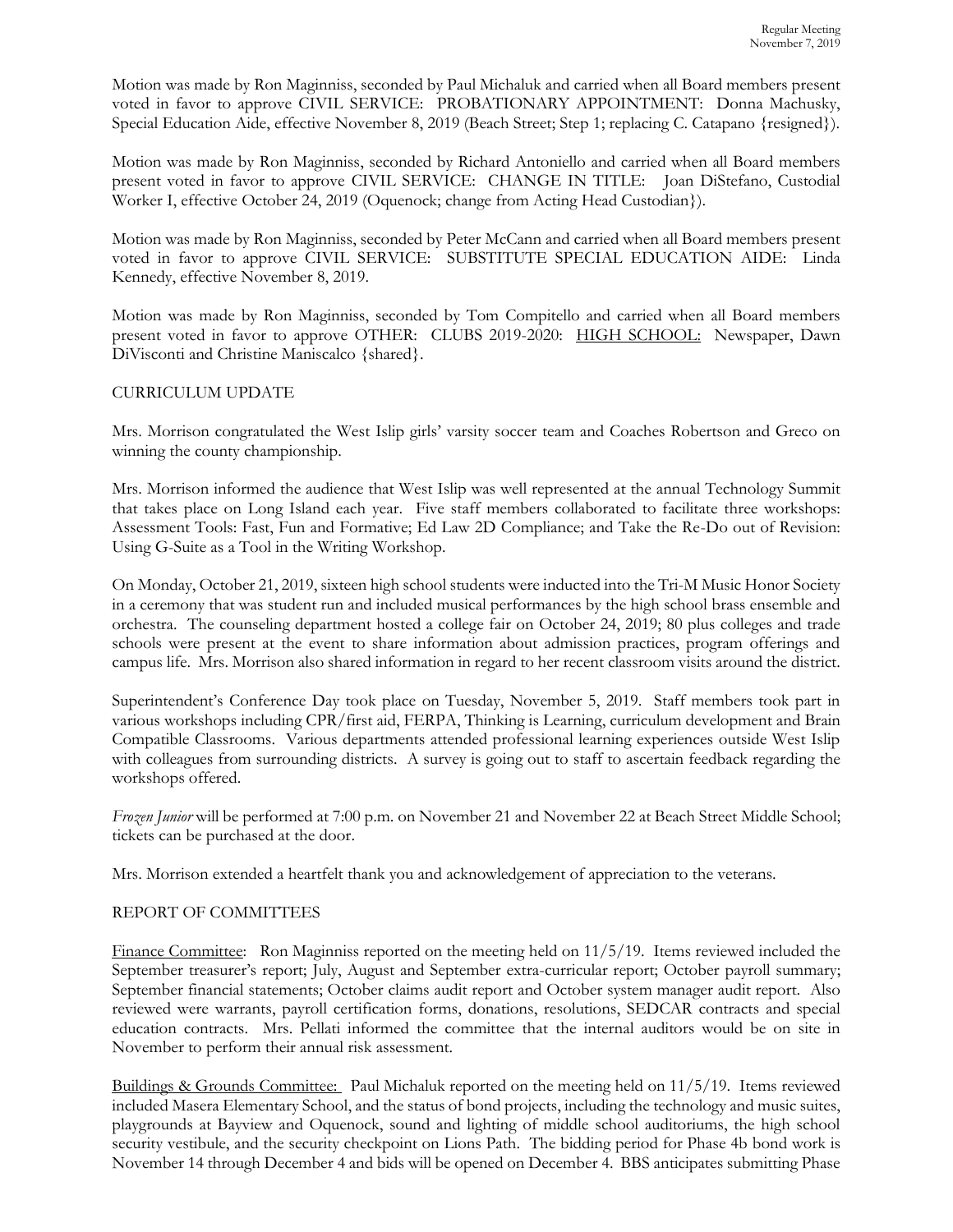Motion was made by Ron Maginniss, seconded by Paul Michaluk and carried when all Board members present voted in favor to approve CIVIL SERVICE: PROBATIONARY APPOINTMENT: Donna Machusky, Special Education Aide, effective November 8, 2019 (Beach Street; Step 1; replacing C. Catapano {resigned}).

Motion was made by Ron Maginniss, seconded by Richard Antoniello and carried when all Board members present voted in favor to approve CIVIL SERVICE: CHANGE IN TITLE: Joan DiStefano, Custodial Worker I, effective October 24, 2019 (Oquenock; change from Acting Head Custodian}).

Motion was made by Ron Maginniss, seconded by Peter McCann and carried when all Board members present voted in favor to approve CIVIL SERVICE: SUBSTITUTE SPECIAL EDUCATION AIDE: Linda Kennedy, effective November 8, 2019.

Motion was made by Ron Maginniss, seconded by Tom Compitello and carried when all Board members present voted in favor to approve OTHER: CLUBS 2019-2020: HIGH SCHOOL: Newspaper, Dawn DiVisconti and Christine Maniscalco {shared}.

CURRICULUM UPDATE

Mrs. Morrison congratulated the West Islip girls' varsity soccer team and Coaches Robertson and Greco on winning the county championship.

Mrs. Morrison informed the audience that West Islip was well represented at the annual Technology Summit that takes place on Long Island each year. Five staff members collaborated to facilitate three workshops: Assessment Tools: Fast, Fun and Formative; Ed Law 2D Compliance; and Take the Re-Do out of Revision: Using G-Suite as a Tool in the Writing Workshop.

On Monday, October 21, 2019, sixteen high school students were inducted into the Tri-M Music Honor Society in a ceremony that was student run and included musical performances by the high school brass ensemble and orchestra. The counseling department hosted a college fair on October 24, 2019; 80 plus colleges and trade schools were present at the event to share information about admission practices, program offerings and campus life. Mrs. Morrison also shared information in regard to her recent classroom visits around the district.

Superintendent's Conference Day took place on Tuesday, November 5, 2019. Staff members took part in various workshops including CPR/first aid, FERPA, Thinking is Learning, curriculum development and Brain Compatible Classrooms. Various departments attended professional learning experiences outside West Islip with colleagues from surrounding districts. A survey is going out to staff to ascertain feedback regarding the workshops offered.

*Frozen Junior* will be performed at 7:00 p.m. on November 21 and November 22 at Beach Street Middle School; tickets can be purchased at the door.

Mrs. Morrison extended a heartfelt thank you and acknowledgement of appreciation to the veterans.

REPORT OF COMMITTEES

Finance Committee: Ron Maginniss reported on the meeting held on 11/5/19. Items reviewed included the September treasurer's report; July, August and September extra-curricular report; October payroll summary; September financial statements; October claims audit report and October system manager audit report. Also reviewed were warrants, payroll certification forms, donations, resolutions, SEDCAR contracts and special education contracts. Mrs. Pellati informed the committee that the internal auditors would be on site in November to perform their annual risk assessment.

Buildings & Grounds Committee: Paul Michaluk reported on the meeting held on 11/5/19. Items reviewed included Masera Elementary School, and the status of bond projects, including the technology and music suites, playgrounds at Bayview and Oquenock, sound and lighting of middle school auditoriums, the high school security vestibule, and the security checkpoint on Lions Path. The bidding period for Phase 4b bond work is November 14 through December 4 and bids will be opened on December 4. BBS anticipates submitting Phase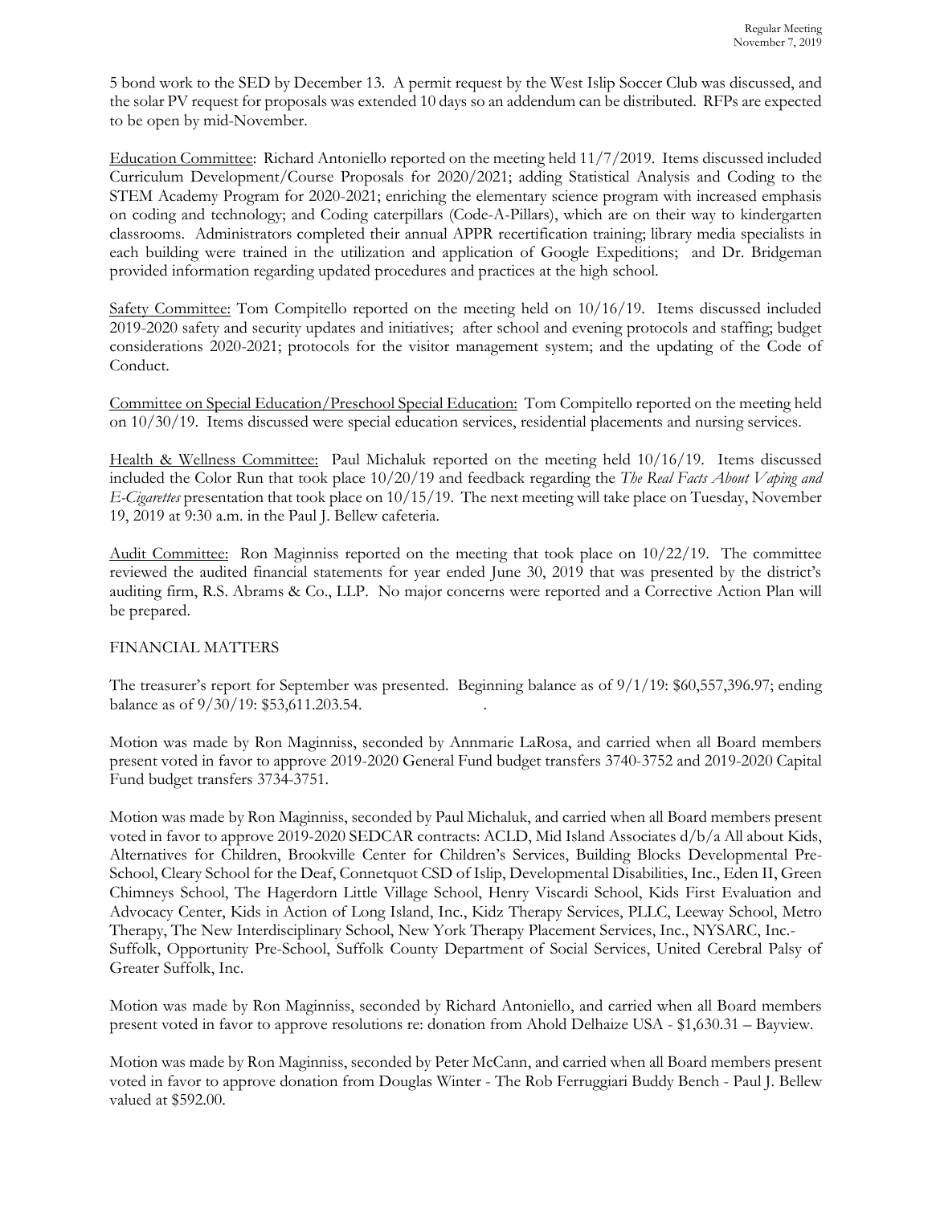5 bond work to the SED by December 13. A permit request by the West Islip Soccer Club was discussed, and the solar PV request for proposals was extended 10 days so an addendum can be distributed. RFPs are expected to be open by mid-November.

Education Committee: Richard Antoniello reported on the meeting held 11/7/2019. Items discussed included Curriculum Development/Course Proposals for 2020/2021; adding Statistical Analysis and Coding to the STEM Academy Program for 2020-2021; enriching the elementary science program with increased emphasis on coding and technology; and Coding caterpillars (Code-A-Pillars), which are on their way to kindergarten classrooms. Administrators completed their annual APPR recertification training; library media specialists in each building were trained in the utilization and application of Google Expeditions; and Dr. Bridgeman provided information regarding updated procedures and practices at the high school.

Safety Committee: Tom Compitello reported on the meeting held on 10/16/19. Items discussed included 2019-2020 safety and security updates and initiatives; after school and evening protocols and staffing; budget considerations 2020-2021; protocols for the visitor management system; and the updating of the Code of Conduct.

Committee on Special Education/Preschool Special Education: Tom Compitello reported on the meeting held on 10/30/19. Items discussed were special education services, residential placements and nursing services.

Health & Wellness Committee: Paul Michaluk reported on the meeting held 10/16/19. Items discussed included the Color Run that took place 10/20/19 and feedback regarding the *The Real Facts About Vaping and E-Cigarettes* presentation that took place on 10/15/19. The next meeting will take place on Tuesday, November 19, 2019 at 9:30 a.m. in the Paul J. Bellew cafeteria.

Audit Committee: Ron Maginniss reported on the meeting that took place on 10/22/19. The committee reviewed the audited financial statements for year ended June 30, 2019 that was presented by the district's auditing firm, R.S. Abrams & Co., LLP. No major concerns were reported and a Corrective Action Plan will be prepared.

FINANCIAL MATTERS

The treasurer's report for September was presented. Beginning balance as of 9/1/19: $60,557,396.97; ending balance as of 9/30/19: $53,611.203.54.

Motion was made by Ron Maginniss, seconded by Annmarie LaRosa, and carried when all Board members present voted in favor to approve 2019-2020 General Fund budget transfers 3740-3752 and 2019-2020 Capital Fund budget transfers 3734-3751.

Motion was made by Ron Maginniss, seconded by Paul Michaluk, and carried when all Board members present voted in favor to approve 2019-2020 SEDCAR contracts: ACLD, Mid Island Associates d/b/a All about Kids, Alternatives for Children, Brookville Center for Children's Services, Building Blocks Developmental Pre-School, Cleary School for the Deaf, Connetquot CSD of Islip, Developmental Disabilities, Inc., Eden II, Green Chimneys School, The Hagerdorn Little Village School, Henry Viscardi School, Kids First Evaluation and Advocacy Center, Kids in Action of Long Island, Inc., Kidz Therapy Services, PLLC, Leeway School, Metro Therapy, The New Interdisciplinary School, New York Therapy Placement Services, Inc., NYSARC, Inc.-Suffolk, Opportunity Pre-School, Suffolk County Department of Social Services, United Cerebral Palsy of Greater Suffolk, Inc.

Motion was made by Ron Maginniss, seconded by Richard Antoniello, and carried when all Board members present voted in favor to approve resolutions re: donation from Ahold Delhaize USA - $1,630.31 – Bayview.

Motion was made by Ron Maginniss, seconded by Peter McCann, and carried when all Board members present voted in favor to approve donation from Douglas Winter - The Rob Ferruggiari Buddy Bench - Paul J. Bellew valued at $592.00.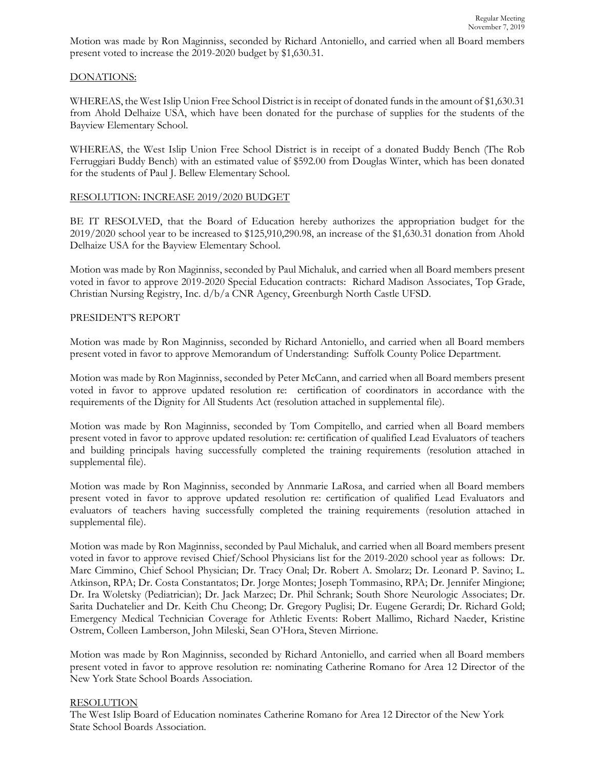Motion was made by Ron Maginniss, seconded by Richard Antoniello, and carried when all Board members present voted to increase the 2019-2020 budget by $1,630.31.

DONATIONS:

WHEREAS, the West Islip Union Free School District is in receipt of donated funds in the amount of $1,630.31 from Ahold Delhaize USA, which have been donated for the purchase of supplies for the students of the Bayview Elementary School.

WHEREAS, the West Islip Union Free School District is in receipt of a donated Buddy Bench (The Rob Ferruggiari Buddy Bench) with an estimated value of $592.00 from Douglas Winter, which has been donated for the students of Paul J. Bellew Elementary School.

RESOLUTION: INCREASE 2019/2020 BUDGET

BE IT RESOLVED, that the Board of Education hereby authorizes the appropriation budget for the 2019/2020 school year to be increased to $125,910,290.98, an increase of the $1,630.31 donation from Ahold Delhaize USA for the Bayview Elementary School.

Motion was made by Ron Maginniss, seconded by Paul Michaluk, and carried when all Board members present voted in favor to approve 2019-2020 Special Education contracts: Richard Madison Associates, Top Grade, Christian Nursing Registry, Inc. d/b/a CNR Agency, Greenburgh North Castle UFSD.

PRESIDENT'S REPORT

Motion was made by Ron Maginniss, seconded by Richard Antoniello, and carried when all Board members present voted in favor to approve Memorandum of Understanding: Suffolk County Police Department.

Motion was made by Ron Maginniss, seconded by Peter McCann, and carried when all Board members present voted in favor to approve updated resolution re: certification of coordinators in accordance with the requirements of the Dignity for All Students Act (resolution attached in supplemental file).

Motion was made by Ron Maginniss, seconded by Tom Compitello, and carried when all Board members present voted in favor to approve updated resolution: re: certification of qualified Lead Evaluators of teachers and building principals having successfully completed the training requirements (resolution attached in supplemental file).

Motion was made by Ron Maginniss, seconded by Annmarie LaRosa, and carried when all Board members present voted in favor to approve updated resolution re: certification of qualified Lead Evaluators and evaluators of teachers having successfully completed the training requirements (resolution attached in supplemental file).

Motion was made by Ron Maginniss, seconded by Paul Michaluk, and carried when all Board members present voted in favor to approve revised Chief/School Physicians list for the 2019-2020 school year as follows: Dr. Marc Cimmino, Chief School Physician; Dr. Tracy Onal; Dr. Robert A. Smolarz; Dr. Leonard P. Savino; L. Atkinson, RPA; Dr. Costa Constantatos; Dr. Jorge Montes; Joseph Tommasino, RPA; Dr. Jennifer Mingione; Dr. Ira Woletsky (Pediatrician); Dr. Jack Marzec; Dr. Phil Schrank; South Shore Neurologic Associates; Dr. Sarita Duchatelier and Dr. Keith Chu Cheong; Dr. Gregory Puglisi; Dr. Eugene Gerardi; Dr. Richard Gold; Emergency Medical Technician Coverage for Athletic Events: Robert Mallimo, Richard Naeder, Kristine Ostrem, Colleen Lamberson, John Mileski, Sean O'Hora, Steven Mirrione.

Motion was made by Ron Maginniss, seconded by Richard Antoniello, and carried when all Board members present voted in favor to approve resolution re: nominating Catherine Romano for Area 12 Director of the New York State School Boards Association.

RESOLUTION

The West Islip Board of Education nominates Catherine Romano for Area 12 Director of the New York State School Boards Association.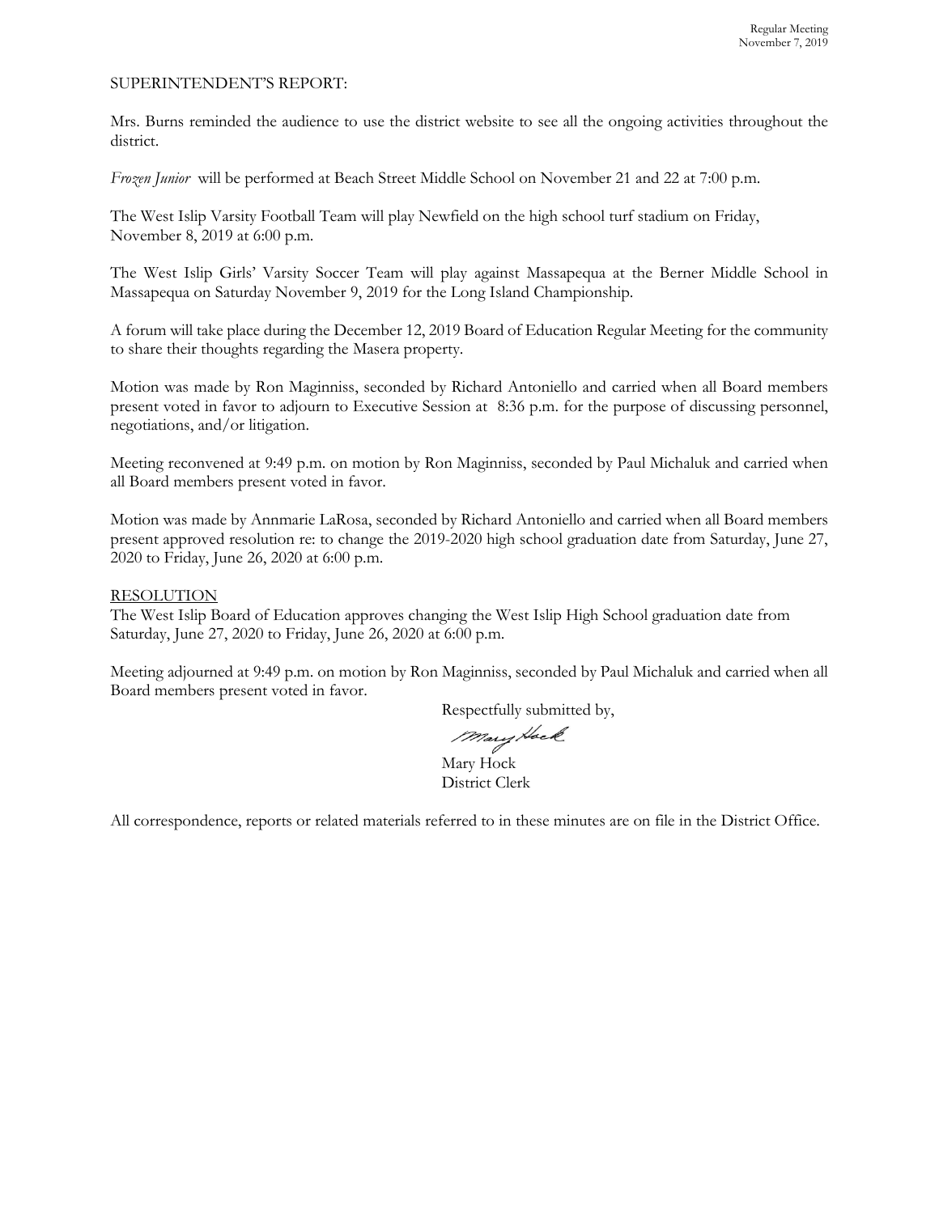SUPERINTENDENT'S REPORT:

Mrs. Burns reminded the audience to use the district website to see all the ongoing activities throughout the district.

*Frozen Junior* will be performed at Beach Street Middle School on November 21 and 22 at 7:00 p.m.

The West Islip Varsity Football Team will play Newfield on the high school turf stadium on Friday, November 8, 2019 at 6:00 p.m.

The West Islip Girls' Varsity Soccer Team will play against Massapequa at the Berner Middle School in Massapequa on Saturday November 9, 2019 for the Long Island Championship.

A forum will take place during the December 12, 2019 Board of Education Regular Meeting for the community to share their thoughts regarding the Masera property.

Motion was made by Ron Maginniss, seconded by Richard Antoniello and carried when all Board members present voted in favor to adjourn to Executive Session at 8:36 p.m. for the purpose of discussing personnel, negotiations, and/or litigation.

Meeting reconvened at 9:49 p.m. on motion by Ron Maginniss, seconded by Paul Michaluk and carried when all Board members present voted in favor.

Motion was made by Annmarie LaRosa, seconded by Richard Antoniello and carried when all Board members present approved resolution re: to change the 2019-2020 high school graduation date from Saturday, June 27, 2020 to Friday, June 26, 2020 at 6:00 p.m.

RESOLUTION

The West Islip Board of Education approves changing the West Islip High School graduation date from Saturday, June 27, 2020 to Friday, June 26, 2020 at 6:00 p.m.

Meeting adjourned at 9:49 p.m. on motion by Ron Maginniss, seconded by Paul Michaluk and carried when all Board members present voted in favor.

Respectfully submitted by,

Mary Hock

Mary Hock
District Clerk

All correspondence, reports or related materials referred to in these minutes are on file in the District Office.